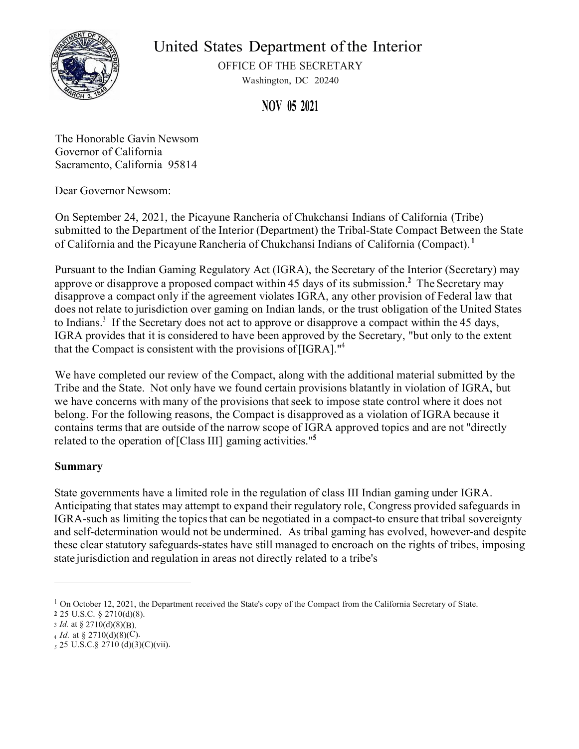# United States Department of the Interior

OFFICE OF THE SECRETARY
Washington, DC 20240

**NOV 05 2021**

The Honorable Gavin Newsom
Governor of California
Sacramento, California 95814

Dear Governor Newsom:

On September 24, 2021, the Picayune Rancheria of Chukchansi Indians of California (Tribe) submitted to the Department of the Interior (Department) the Tribal-State Compact Between the State of California and the Picayune Rancheria of Chukchansi Indians of California (Compact).[1]

Pursuant to the Indian Gaming Regulatory Act (IGRA), the Secretary of the Interior (Secretary) may approve or disapprove a proposed compact within 45 days of its submission.[2] The Secretary may disapprove a compact only if the agreement violates IGRA, any other provision of Federal law that does not relate to jurisdiction over gaming on Indian lands, or the trust obligation of the United States to Indians.[3] If the Secretary does not act to approve or disapprove a compact within the 45 days, IGRA provides that it is considered to have been approved by the Secretary, "but only to the extent that the Compact is consistent with the provisions of [IGRA]."[4]

We have completed our review of the Compact, along with the additional material submitted by the Tribe and the State. Not only have we found certain provisions blatantly in violation of IGRA, but we have concerns with many of the provisions that seek to impose state control where it does not belong. For the following reasons, the Compact is disapproved as a violation of IGRA because it contains terms that are outside of the narrow scope of IGRA approved topics and are not "directly related to the operation of [Class III] gaming activities."[5]

**Summary**

State governments have a limited role in the regulation of class III Indian gaming under IGRA. Anticipating that states may attempt to expand their regulatory role, Congress provided safeguards in IGRA-such as limiting the topics that can be negotiated in a compact-to ensure that tribal sovereignty and self-determination would not be undermined. As tribal gaming has evolved, however-and despite these clear statutory safeguards-states have still managed to encroach on the rights of tribes, imposing state jurisdiction and regulation in areas not directly related to a tribe's

---

[1] On October 12, 2021, the Department received the State's copy of the Compact from the California Secretary of State.

[2] 25 U.S.C. § 2710(d)(8).

[3] *Id.* at § 2710(d)(8)(B).

[4] *Id.* at § 2710(d)(8)(C).

[5] 25 U.S.C.§ 2710 (d)(3)(C)(vii).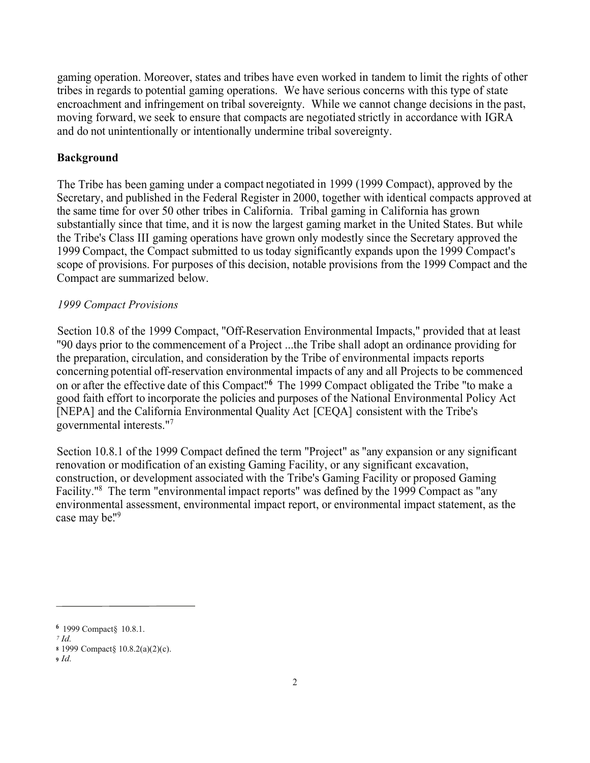gaming operation. Moreover, states and tribes have even worked in tandem to limit the rights of other tribes in regards to potential gaming operations. We have serious concerns with this type of state encroachment and infringement on tribal sovereignty. While we cannot change decisions in the past, moving forward, we seek to ensure that compacts are negotiated strictly in accordance with IGRA and do not unintentionally or intentionally undermine tribal sovereignty.

**Background**

The Tribe has been gaming under a compact negotiated in 1999 (1999 Compact), approved by the Secretary, and published in the Federal Register in 2000, together with identical compacts approved at the same time for over 50 other tribes in California. Tribal gaming in California has grown substantially since that time, and it is now the largest gaming market in the United States. But while the Tribe's Class III gaming operations have grown only modestly since the Secretary approved the 1999 Compact, the Compact submitted to us today significantly expands upon the 1999 Compact's scope of provisions. For purposes of this decision, notable provisions from the 1999 Compact and the Compact are summarized below.

*1999 Compact Provisions*

Section 10.8 of the 1999 Compact, "Off-Reservation Environmental Impacts," provided that at least "90 days prior to the commencement of a Project ...the Tribe shall adopt an ordinance providing for the preparation, circulation, and consideration by the Tribe of environmental impacts reports concerning potential off-reservation environmental impacts of any and all Projects to be commenced on or after the effective date of this Compact."[6] The 1999 Compact obligated the Tribe "to make a good faith effort to incorporate the policies and purposes of the National Environmental Policy Act [NEPA] and the California Environmental Quality Act [CEQA] consistent with the Tribe's governmental interests."[7]

Section 10.8.1 of the 1999 Compact defined the term "Project" as "any expansion or any significant renovation or modification of an existing Gaming Facility, or any significant excavation, construction, or development associated with the Tribe's Gaming Facility or proposed Gaming Facility."[8] The term "environmental impact reports" was defined by the 1999 Compact as "any environmental assessment, environmental impact report, or environmental impact statement, as the case may be."[9]

---

[6] 1999 Compact§ 10.8.1.

[7] *Id.*

[8] 1999 Compact§ 10.8.2(a)(2)(c).

[9] *Id.*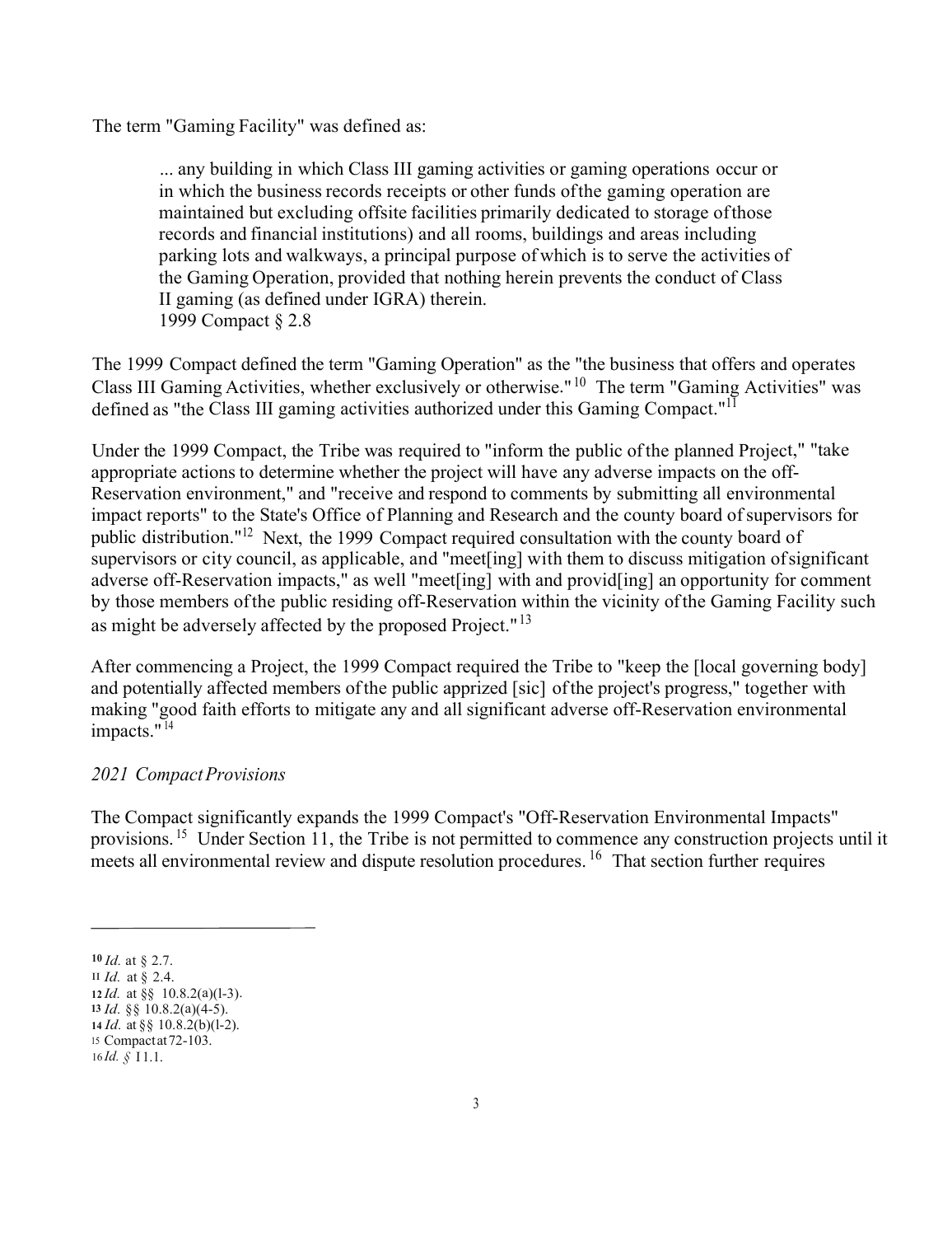The term "Gaming Facility" was defined as:

> ... any building in which Class III gaming activities or gaming operations occur or in which the business records receipts or other funds of the gaming operation are maintained but excluding offsite facilities primarily dedicated to storage of those records and financial institutions) and all rooms, buildings and areas including parking lots and walkways, a principal purpose of which is to serve the activities of the Gaming Operation, provided that nothing herein prevents the conduct of Class II gaming (as defined under IGRA) therein.
> 1999 Compact § 2.8

The 1999 Compact defined the term "Gaming Operation" as the "the business that offers and operates Class III Gaming Activities, whether exclusively or otherwise."[10] The term "Gaming Activities" was defined as "the Class III gaming activities authorized under this Gaming Compact."[11]

Under the 1999 Compact, the Tribe was required to "inform the public of the planned Project," "take appropriate actions to determine whether the project will have any adverse impacts on the off-Reservation environment," and "receive and respond to comments by submitting all environmental impact reports" to the State's Office of Planning and Research and the county board of supervisors for public distribution."[12] Next, the 1999 Compact required consultation with the county board of supervisors or city council, as applicable, and "meet[ing] with them to discuss mitigation of significant adverse off-Reservation impacts," as well "meet[ing] with and provid[ing] an opportunity for comment by those members of the public residing off-Reservation within the vicinity of the Gaming Facility such as might be adversely affected by the proposed Project."[13]

After commencing a Project, the 1999 Compact required the Tribe to "keep the [local governing body] and potentially affected members of the public apprized [sic] of the project's progress," together with making "good faith efforts to mitigate any and all significant adverse off-Reservation environmental impacts."[14]

*2021 Compact Provisions*

The Compact significantly expands the 1999 Compact's "Off-Reservation Environmental Impacts" provisions.[15] Under Section 11, the Tribe is not permitted to commence any construction projects until it meets all environmental review and dispute resolution procedures.[16] That section further requires

---

[10] *Id.* at § 2.7.
[11] *Id.* at § 2.4.
[12] *Id.* at §§ 10.8.2(a)(1-3).
[13] *Id.* §§ 10.8.2(a)(4-5).
[14] *Id.* at §§ 10.8.2(b)(1-2).
[15] Compact at 72-103.
[16] *Id.* § 11.1.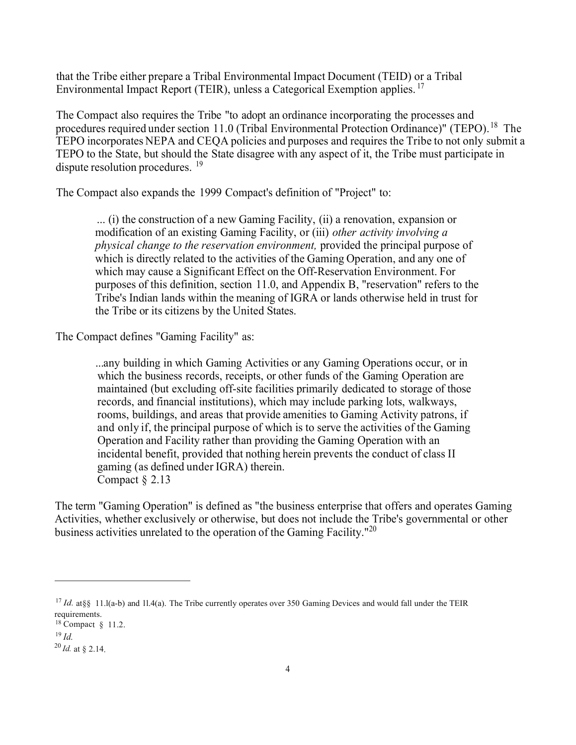that the Tribe either prepare a Tribal Environmental Impact Document (TEID) or a Tribal Environmental Impact Report (TEIR), unless a Categorical Exemption applies.[17]

The Compact also requires the Tribe "to adopt an ordinance incorporating the processes and procedures required under section 11.0 (Tribal Environmental Protection Ordinance)" (TEPO).[18] The TEPO incorporates NEPA and CEQA policies and purposes and requires the Tribe to not only submit a TEPO to the State, but should the State disagree with any aspect of it, the Tribe must participate in dispute resolution procedures.[19]

The Compact also expands the 1999 Compact's definition of "Project" to:

> ... (i) the construction of a new Gaming Facility, (ii) a renovation, expansion or modification of an existing Gaming Facility, or (iii) *other activity involving a physical change to the reservation environment,* provided the principal purpose of which is directly related to the activities of the Gaming Operation, and any one of which may cause a Significant Effect on the Off-Reservation Environment. For purposes of this definition, section 11.0, and Appendix B, "reservation" refers to the Tribe's Indian lands within the meaning of IGRA or lands otherwise held in trust for the Tribe or its citizens by the United States.

The Compact defines "Gaming Facility" as:

> ...any building in which Gaming Activities or any Gaming Operations occur, or in which the business records, receipts, or other funds of the Gaming Operation are maintained (but excluding off-site facilities primarily dedicated to storage of those records, and financial institutions), which may include parking lots, walkways, rooms, buildings, and areas that provide amenities to Gaming Activity patrons, if and only if, the principal purpose of which is to serve the activities of the Gaming Operation and Facility rather than providing the Gaming Operation with an incidental benefit, provided that nothing herein prevents the conduct of class II gaming (as defined under IGRA) therein.
> Compact § 2.13

The term "Gaming Operation" is defined as "the business enterprise that offers and operates Gaming Activities, whether exclusively or otherwise, but does not include the Tribe's governmental or other business activities unrelated to the operation of the Gaming Facility."[20]

---

[17] *Id.* at§§ 11.l(a-b) and 11.4(a). The Tribe currently operates over 350 Gaming Devices and would fall under the TEIR requirements.

[18] Compact § 11.2.

[19] *Id.*

[20] *Id.* at § 2.14.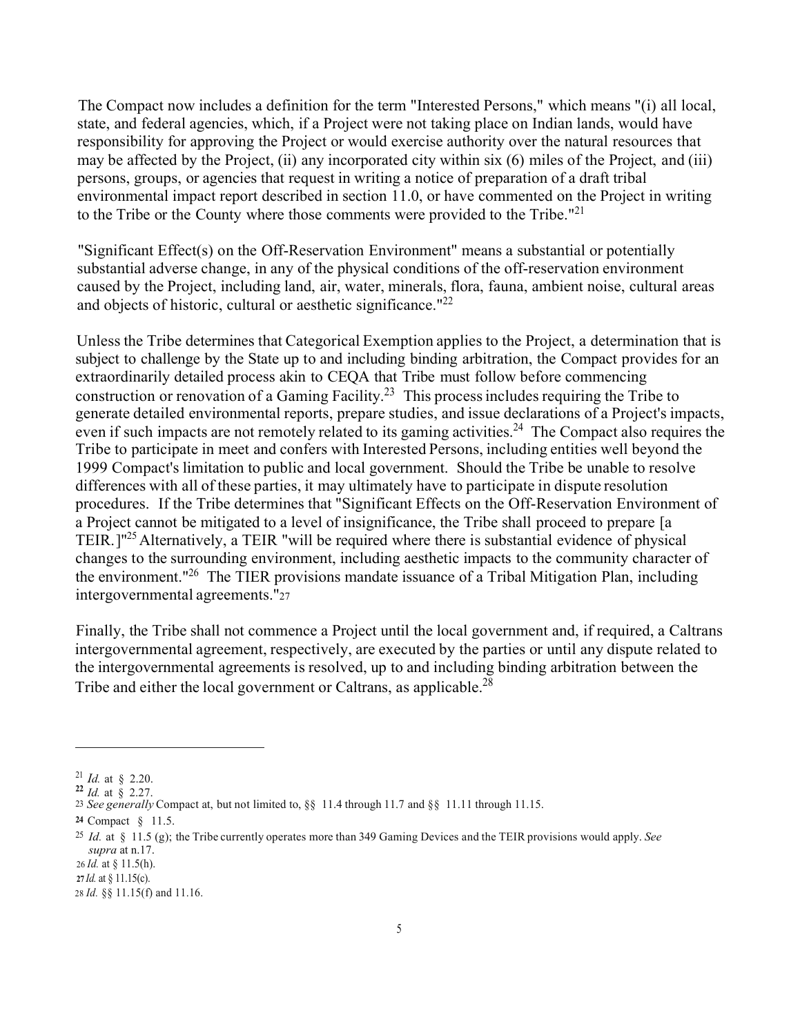The Compact now includes a definition for the term "Interested Persons," which means "(i) all local, state, and federal agencies, which, if a Project were not taking place on Indian lands, would have responsibility for approving the Project or would exercise authority over the natural resources that may be affected by the Project, (ii) any incorporated city within six (6) miles of the Project, and (iii) persons, groups, or agencies that request in writing a notice of preparation of a draft tribal environmental impact report described in section 11.0, or have commented on the Project in writing to the Tribe or the County where those comments were provided to the Tribe."[21]

"Significant Effect(s) on the Off-Reservation Environment" means a substantial or potentially substantial adverse change, in any of the physical conditions of the off-reservation environment caused by the Project, including land, air, water, minerals, flora, fauna, ambient noise, cultural areas and objects of historic, cultural or aesthetic significance."[22]

Unless the Tribe determines that Categorical Exemption applies to the Project, a determination that is subject to challenge by the State up to and including binding arbitration, the Compact provides for an extraordinarily detailed process akin to CEQA that Tribe must follow before commencing construction or renovation of a Gaming Facility.[23] This process includes requiring the Tribe to generate detailed environmental reports, prepare studies, and issue declarations of a Project's impacts, even if such impacts are not remotely related to its gaming activities.[24] The Compact also requires the Tribe to participate in meet and confers with Interested Persons, including entities well beyond the 1999 Compact's limitation to public and local government. Should the Tribe be unable to resolve differences with all of these parties, it may ultimately have to participate in dispute resolution procedures. If the Tribe determines that "Significant Effects on the Off-Reservation Environment of a Project cannot be mitigated to a level of insignificance, the Tribe shall proceed to prepare [a TEIR.]"[25] Alternatively, a TEIR "will be required where there is substantial evidence of physical changes to the surrounding environment, including aesthetic impacts to the community character of the environment."[26] The TIER provisions mandate issuance of a Tribal Mitigation Plan, including intergovernmental agreements."[27]

Finally, the Tribe shall not commence a Project until the local government and, if required, a Caltrans intergovernmental agreement, respectively, are executed by the parties or until any dispute related to the intergovernmental agreements is resolved, up to and including binding arbitration between the Tribe and either the local government or Caltrans, as applicable.[28]

---

[21] *Id.* at § 2.20.

[22] *Id.* at § 2.27.

[23] *See generally* Compact at, but not limited to, §§ 11.4 through 11.7 and §§ 11.11 through 11.15.

[24] Compact § 11.5.

[25] *Id.* at § 11.5 (g); the Tribe currently operates more than 349 Gaming Devices and the TEIR provisions would apply. *See supra* at n.17.

[26] *Id.* at § 11.5(h).

[27] *Id.* at § 11.15(c).

[28] *Id.* §§ 11.15(f) and 11.16.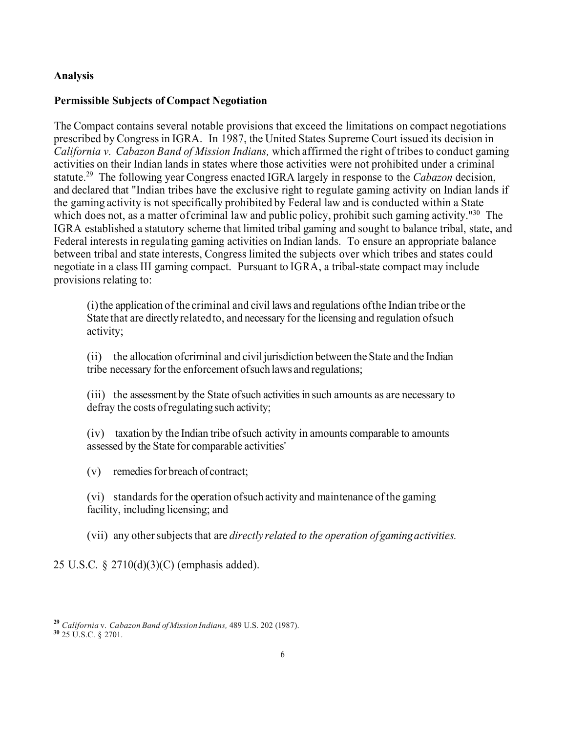**Analysis**

**Permissible Subjects of Compact Negotiation**

The Compact contains several notable provisions that exceed the limitations on compact negotiations prescribed by Congress in IGRA. In 1987, the United States Supreme Court issued its decision in *California v. Cabazon Band of Mission Indians,* which affirmed the right of tribes to conduct gaming activities on their Indian lands in states where those activities were not prohibited under a criminal statute.[29] The following year Congress enacted IGRA largely in response to the *Cabazon* decision, and declared that "Indian tribes have the exclusive right to regulate gaming activity on Indian lands if the gaming activity is not specifically prohibited by Federal law and is conducted within a State which does not, as a matter of criminal law and public policy, prohibit such gaming activity."[30] The IGRA established a statutory scheme that limited tribal gaming and sought to balance tribal, state, and Federal interests in regulating gaming activities on Indian lands. To ensure an appropriate balance between tribal and state interests, Congress limited the subjects over which tribes and states could negotiate in a class III gaming compact. Pursuant to IGRA, a tribal-state compact may include provisions relating to:

> (i) the application of the criminal and civil laws and regulations of the Indian tribe or the State that are directly related to, and necessary for the licensing and regulation of such activity;
>
> (ii) the allocation of criminal and civil jurisdiction between the State and the Indian tribe necessary for the enforcement of such laws and regulations;
>
> (iii) the assessment by the State of such activities in such amounts as are necessary to defray the costs of regulating such activity;
>
> (iv) taxation by the Indian tribe of such activity in amounts comparable to amounts assessed by the State for comparable activities'
>
> (v) remedies for breach of contract;
>
> (vi) standards for the operation of such activity and maintenance of the gaming facility, including licensing; and
>
> (vii) any other subjects that are *directly related to the operation of gaming activities.*

25 U.S.C. § 2710(d)(3)(C) (emphasis added).

---

[29] *California* v. *Cabazon Band of Mission Indians,* 489 U.S. 202 (1987).
[30] 25 U.S.C. § 2701.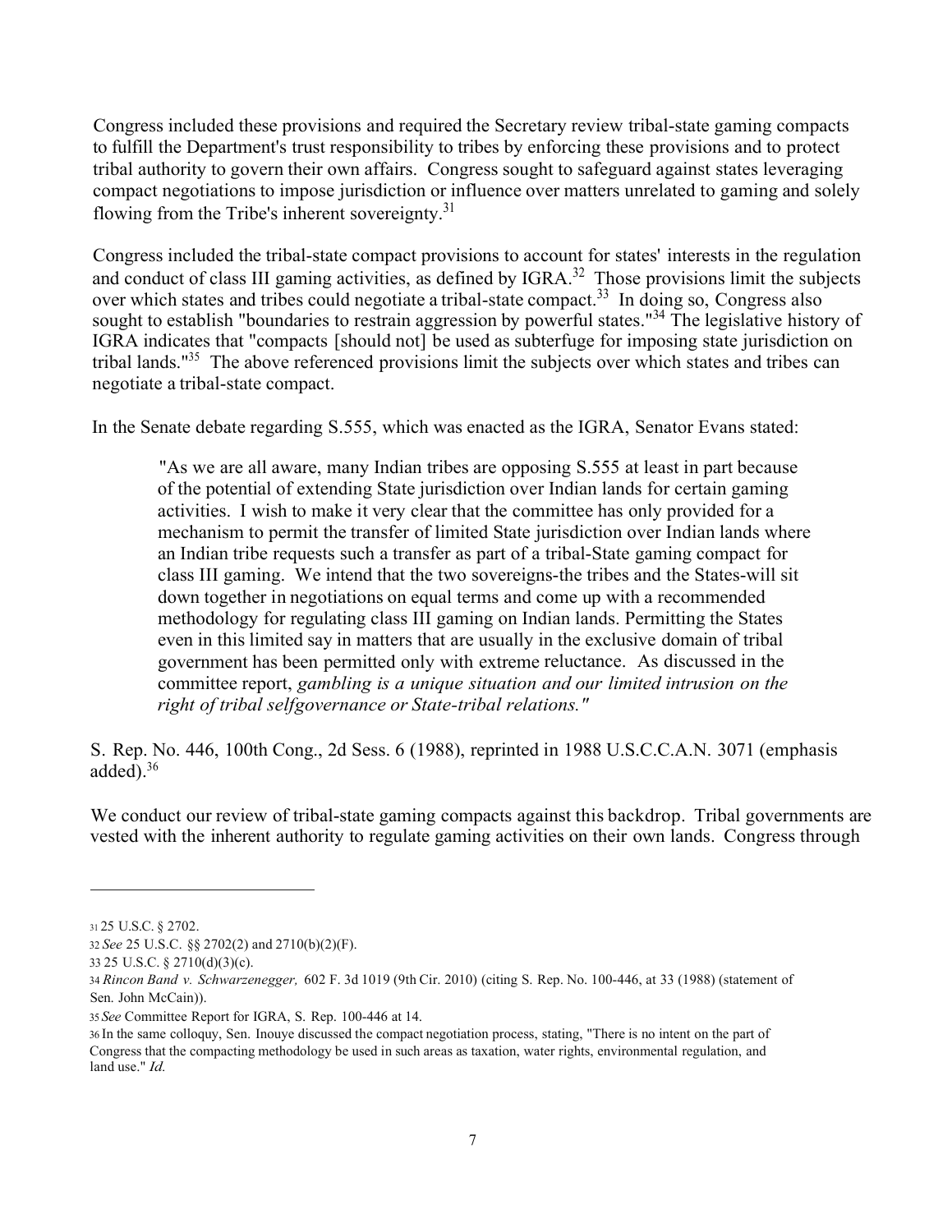Congress included these provisions and required the Secretary review tribal-state gaming compacts to fulfill the Department's trust responsibility to tribes by enforcing these provisions and to protect tribal authority to govern their own affairs. Congress sought to safeguard against states leveraging compact negotiations to impose jurisdiction or influence over matters unrelated to gaming and solely flowing from the Tribe's inherent sovereignty.[31]

Congress included the tribal-state compact provisions to account for states' interests in the regulation and conduct of class III gaming activities, as defined by IGRA.[32] Those provisions limit the subjects over which states and tribes could negotiate a tribal-state compact.[33] In doing so, Congress also sought to establish "boundaries to restrain aggression by powerful states."[34] The legislative history of IGRA indicates that "compacts [should not] be used as subterfuge for imposing state jurisdiction on tribal lands."[35] The above referenced provisions limit the subjects over which states and tribes can negotiate a tribal-state compact.

In the Senate debate regarding S.555, which was enacted as the IGRA, Senator Evans stated:

> "As we are all aware, many Indian tribes are opposing S.555 at least in part because of the potential of extending State jurisdiction over Indian lands for certain gaming activities. I wish to make it very clear that the committee has only provided for a mechanism to permit the transfer of limited State jurisdiction over Indian lands where an Indian tribe requests such a transfer as part of a tribal-State gaming compact for class III gaming. We intend that the two sovereigns-the tribes and the States-will sit down together in negotiations on equal terms and come up with a recommended methodology for regulating class III gaming on Indian lands. Permitting the States even in this limited say in matters that are usually in the exclusive domain of tribal government has been permitted only with extreme reluctance. As discussed in the committee report, *gambling is a unique situation and our limited intrusion on the right of tribal selfgovernance or State-tribal relations."*

S. Rep. No. 446, 100th Cong., 2d Sess. 6 (1988), reprinted in 1988 U.S.C.C.A.N. 3071 (emphasis added).[36]

We conduct our review of tribal-state gaming compacts against this backdrop. Tribal governments are vested with the inherent authority to regulate gaming activities on their own lands. Congress through

---

[31] 25 U.S.C. § 2702.

[32] *See* 25 U.S.C. §§ 2702(2) and 2710(b)(2)(F).

[33] 25 U.S.C. § 2710(d)(3)(c).

[34] *Rincon Band v. Schwarzenegger,* 602 F. 3d 1019 (9th Cir. 2010) (citing S. Rep. No. 100-446, at 33 (1988) (statement of Sen. John McCain)).

[35] *See* Committee Report for IGRA, S. Rep. 100-446 at 14.

[36] In the same colloquy, Sen. Inouye discussed the compact negotiation process, stating, "There is no intent on the part of Congress that the compacting methodology be used in such areas as taxation, water rights, environmental regulation, and land use." *Id.*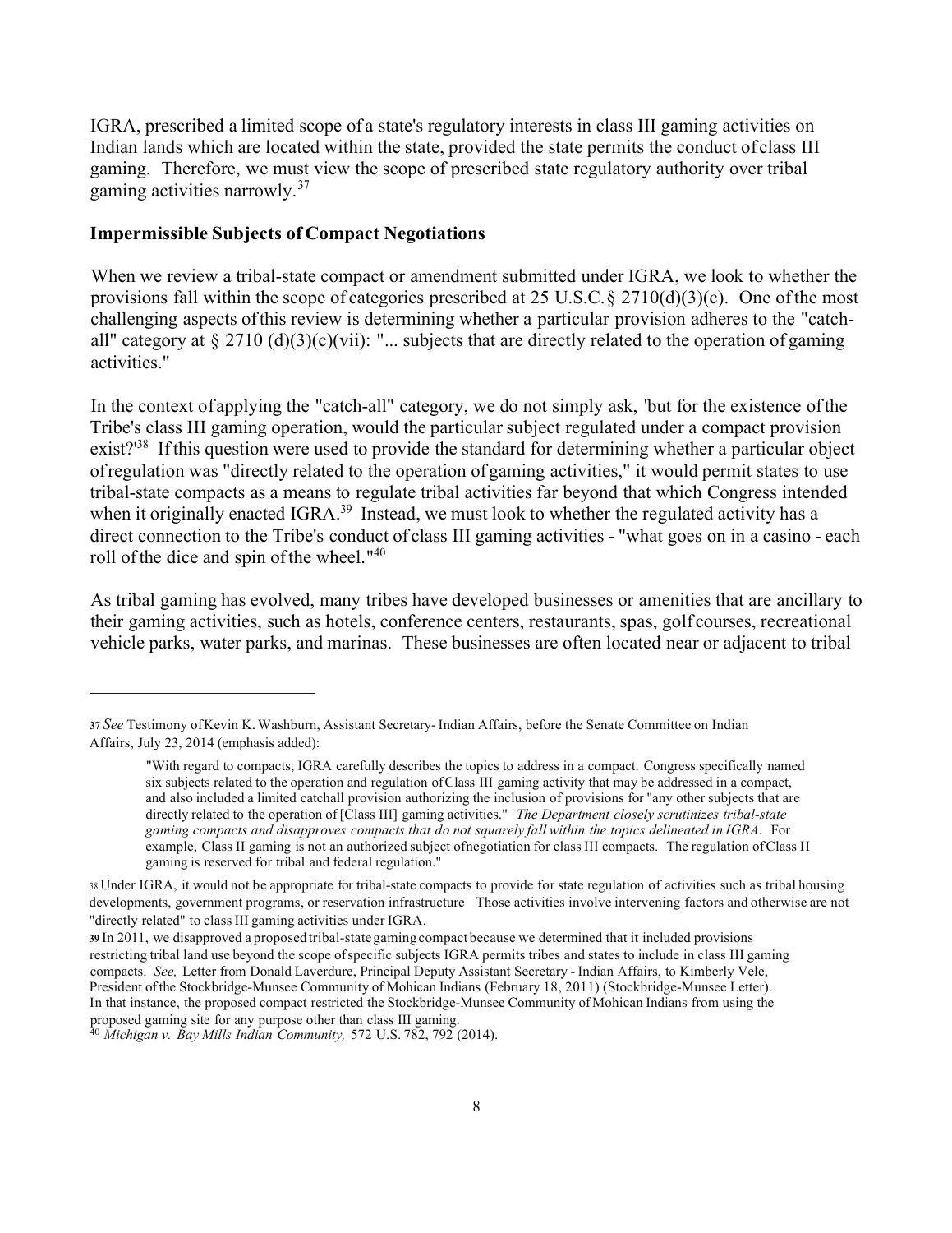IGRA, prescribed a limited scope of a state's regulatory interests in class III gaming activities on Indian lands which are located within the state, provided the state permits the conduct of class III gaming. Therefore, we must view the scope of prescribed state regulatory authority over tribal gaming activities narrowly.[37]

**Impermissible Subjects of Compact Negotiations**

When we review a tribal-state compact or amendment submitted under IGRA, we look to whether the provisions fall within the scope of categories prescribed at 25 U.S.C.§ 2710(d)(3)(c). One of the most challenging aspects of this review is determining whether a particular provision adheres to the "catch-all" category at § 2710 (d)(3)(c)(vii): "... subjects that are directly related to the operation of gaming activities."

In the context of applying the "catch-all" category, we do not simply ask, 'but for the existence of the Tribe's class III gaming operation, would the particular subject regulated under a compact provision exist?'[38] If this question were used to provide the standard for determining whether a particular object of regulation was "directly related to the operation of gaming activities," it would permit states to use tribal-state compacts as a means to regulate tribal activities far beyond that which Congress intended when it originally enacted IGRA.[39] Instead, we must look to whether the regulated activity has a direct connection to the Tribe's conduct of class III gaming activities - "what goes on in a casino - each roll of the dice and spin of the wheel."[40]

As tribal gaming has evolved, many tribes have developed businesses or amenities that are ancillary to their gaming activities, such as hotels, conference centers, restaurants, spas, golf courses, recreational vehicle parks, water parks, and marinas. These businesses are often located near or adjacent to tribal

---

[37] *See* Testimony of Kevin K. Washburn, Assistant Secretary- Indian Affairs, before the Senate Committee on Indian Affairs, July 23, 2014 (emphasis added):

> "With regard to compacts, IGRA carefully describes the topics to address in a compact. Congress specifically named six subjects related to the operation and regulation of Class III gaming activity that may be addressed in a compact, and also included a limited catchall provision authorizing the inclusion of provisions for "any other subjects that are directly related to the operation of [Class III] gaming activities." *The Department closely scrutinizes tribal-state gaming compacts and disapproves compacts that do not squarely fall within the topics delineated in IGRA.* For example, Class II gaming is not an authorized subject of negotiation for class III compacts. The regulation of Class II gaming is reserved for tribal and federal regulation."

[38] Under IGRA, it would not be appropriate for tribal-state compacts to provide for state regulation of activities such as tribal housing developments, government programs, or reservation infrastructure Those activities involve intervening factors and otherwise are not "directly related" to class III gaming activities under IGRA.

[39] In 2011, we disapproved a proposed tribal-state gaming compact because we determined that it included provisions restricting tribal land use beyond the scope of specific subjects IGRA permits tribes and states to include in class III gaming compacts. *See,* Letter from Donald Laverdure, Principal Deputy Assistant Secretary - Indian Affairs, to Kimberly Vele, President of the Stockbridge-Munsee Community of Mohican Indians (February 18, 2011) (Stockbridge-Munsee Letter). In that instance, the proposed compact restricted the Stockbridge-Munsee Community of Mohican Indians from using the proposed gaming site for any purpose other than class III gaming.

[40] *Michigan v. Bay Mills Indian Community,* 572 U.S. 782, 792 (2014).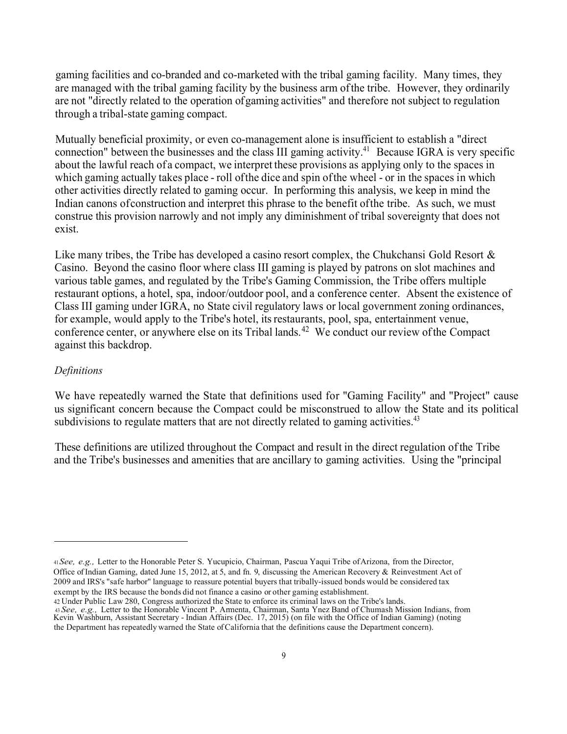gaming facilities and co-branded and co-marketed with the tribal gaming facility. Many times, they are managed with the tribal gaming facility by the business arm of the tribe. However, they ordinarily are not "directly related to the operation of gaming activities" and therefore not subject to regulation through a tribal-state gaming compact.

Mutually beneficial proximity, or even co-management alone is insufficient to establish a "direct connection" between the businesses and the class III gaming activity.[41] Because IGRA is very specific about the lawful reach of a compact, we interpret these provisions as applying only to the spaces in which gaming actually takes place - roll of the dice and spin of the wheel - or in the spaces in which other activities directly related to gaming occur. In performing this analysis, we keep in mind the Indian canons of construction and interpret this phrase to the benefit of the tribe. As such, we must construe this provision narrowly and not imply any diminishment of tribal sovereignty that does not exist.

Like many tribes, the Tribe has developed a casino resort complex, the Chukchansi Gold Resort & Casino. Beyond the casino floor where class III gaming is played by patrons on slot machines and various table games, and regulated by the Tribe's Gaming Commission, the Tribe offers multiple restaurant options, a hotel, spa, indoor/outdoor pool, and a conference center. Absent the existence of Class III gaming under IGRA, no State civil regulatory laws or local government zoning ordinances, for example, would apply to the Tribe's hotel, its restaurants, pool, spa, entertainment venue, conference center, or anywhere else on its Tribal lands.[42] We conduct our review of the Compact against this backdrop.

*Definitions*

We have repeatedly warned the State that definitions used for "Gaming Facility" and "Project" cause us significant concern because the Compact could be misconstrued to allow the State and its political subdivisions to regulate matters that are not directly related to gaming activities.[43]

These definitions are utilized throughout the Compact and result in the direct regulation of the Tribe and the Tribe's businesses and amenities that are ancillary to gaming activities. Using the "principal

---

[41] *See, e.g.,* Letter to the Honorable Peter S. Yucupicio, Chairman, Pascua Yaqui Tribe of Arizona, from the Director, Office of Indian Gaming, dated June 15, 2012, at 5, and fn. 9, discussing the American Recovery & Reinvestment Act of 2009 and IRS's "safe harbor" language to reassure potential buyers that tribally-issued bonds would be considered tax exempt by the IRS because the bonds did not finance a casino or other gaming establishment.

[42] Under Public Law 280, Congress authorized the State to enforce its criminal laws on the Tribe's lands.

[43] *See, e.g.,* Letter to the Honorable Vincent P. Armenta, Chairman, Santa Ynez Band of Chumash Mission Indians, from Kevin Washburn, Assistant Secretary - Indian Affairs (Dec. 17, 2015) (on file with the Office of Indian Gaming) (noting the Department has repeatedly warned the State of California that the definitions cause the Department concern).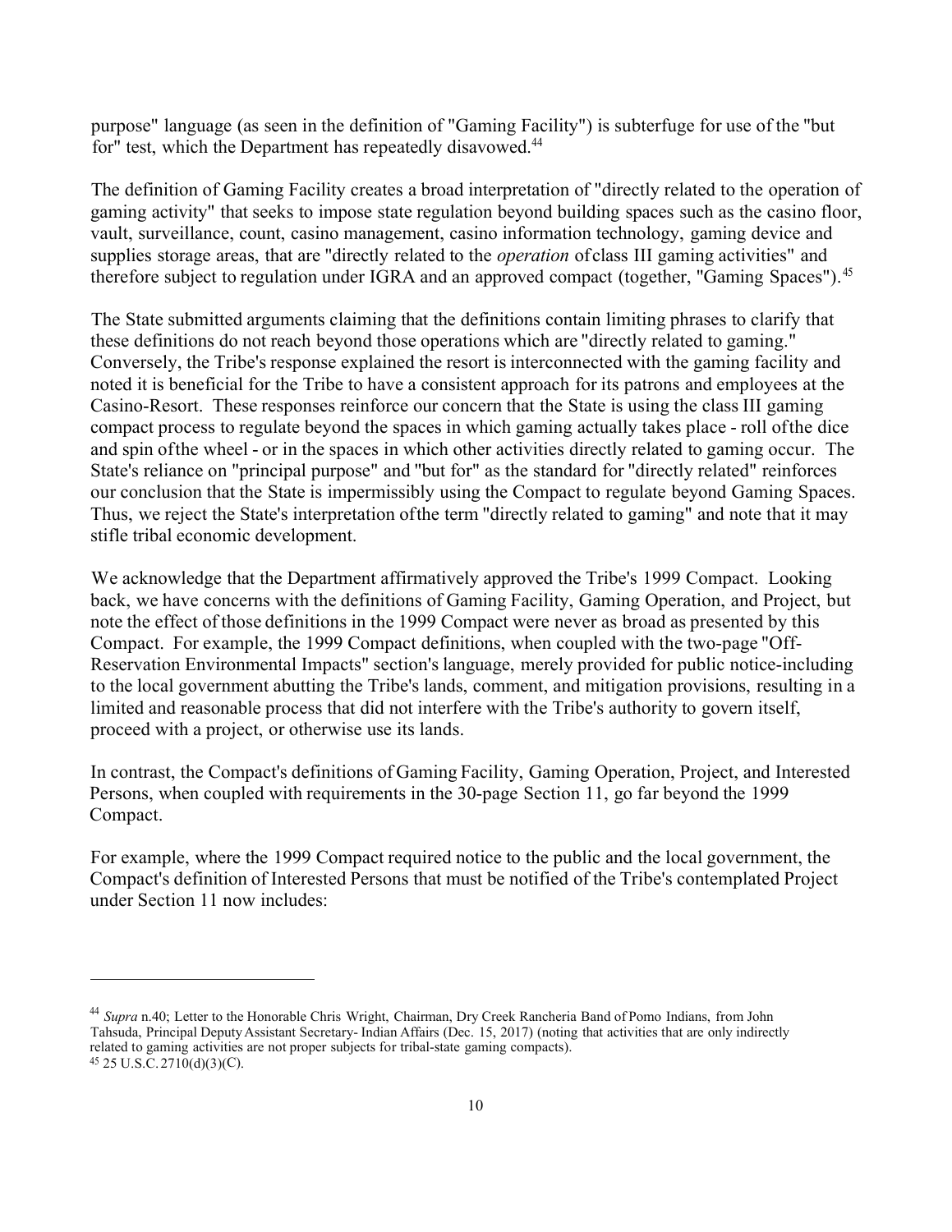purpose" language (as seen in the definition of "Gaming Facility") is subterfuge for use of the "but for" test, which the Department has repeatedly disavowed.[44]

The definition of Gaming Facility creates a broad interpretation of "directly related to the operation of gaming activity" that seeks to impose state regulation beyond building spaces such as the casino floor, vault, surveillance, count, casino management, casino information technology, gaming device and supplies storage areas, that are "directly related to the *operation* of class III gaming activities" and therefore subject to regulation under IGRA and an approved compact (together, "Gaming Spaces").[45]

The State submitted arguments claiming that the definitions contain limiting phrases to clarify that these definitions do not reach beyond those operations which are "directly related to gaming." Conversely, the Tribe's response explained the resort is interconnected with the gaming facility and noted it is beneficial for the Tribe to have a consistent approach for its patrons and employees at the Casino-Resort. These responses reinforce our concern that the State is using the class III gaming compact process to regulate beyond the spaces in which gaming actually takes place - roll of the dice and spin of the wheel - or in the spaces in which other activities directly related to gaming occur. The State's reliance on "principal purpose" and "but for" as the standard for "directly related" reinforces our conclusion that the State is impermissibly using the Compact to regulate beyond Gaming Spaces. Thus, we reject the State's interpretation of the term "directly related to gaming" and note that it may stifle tribal economic development.

We acknowledge that the Department affirmatively approved the Tribe's 1999 Compact. Looking back, we have concerns with the definitions of Gaming Facility, Gaming Operation, and Project, but note the effect of those definitions in the 1999 Compact were never as broad as presented by this Compact. For example, the 1999 Compact definitions, when coupled with the two-page "Off-Reservation Environmental Impacts" section's language, merely provided for public notice-including to the local government abutting the Tribe's lands, comment, and mitigation provisions, resulting in a limited and reasonable process that did not interfere with the Tribe's authority to govern itself, proceed with a project, or otherwise use its lands.

In contrast, the Compact's definitions of Gaming Facility, Gaming Operation, Project, and Interested Persons, when coupled with requirements in the 30-page Section 11, go far beyond the 1999 Compact.

For example, where the 1999 Compact required notice to the public and the local government, the Compact's definition of Interested Persons that must be notified of the Tribe's contemplated Project under Section 11 now includes:

---

[44] *Supra* n.40; Letter to the Honorable Chris Wright, Chairman, Dry Creek Rancheria Band of Pomo Indians, from John Tahsuda, Principal Deputy Assistant Secretary- Indian Affairs (Dec. 15, 2017) (noting that activities that are only indirectly related to gaming activities are not proper subjects for tribal-state gaming compacts).

[45] 25 U.S.C. 2710(d)(3)(C).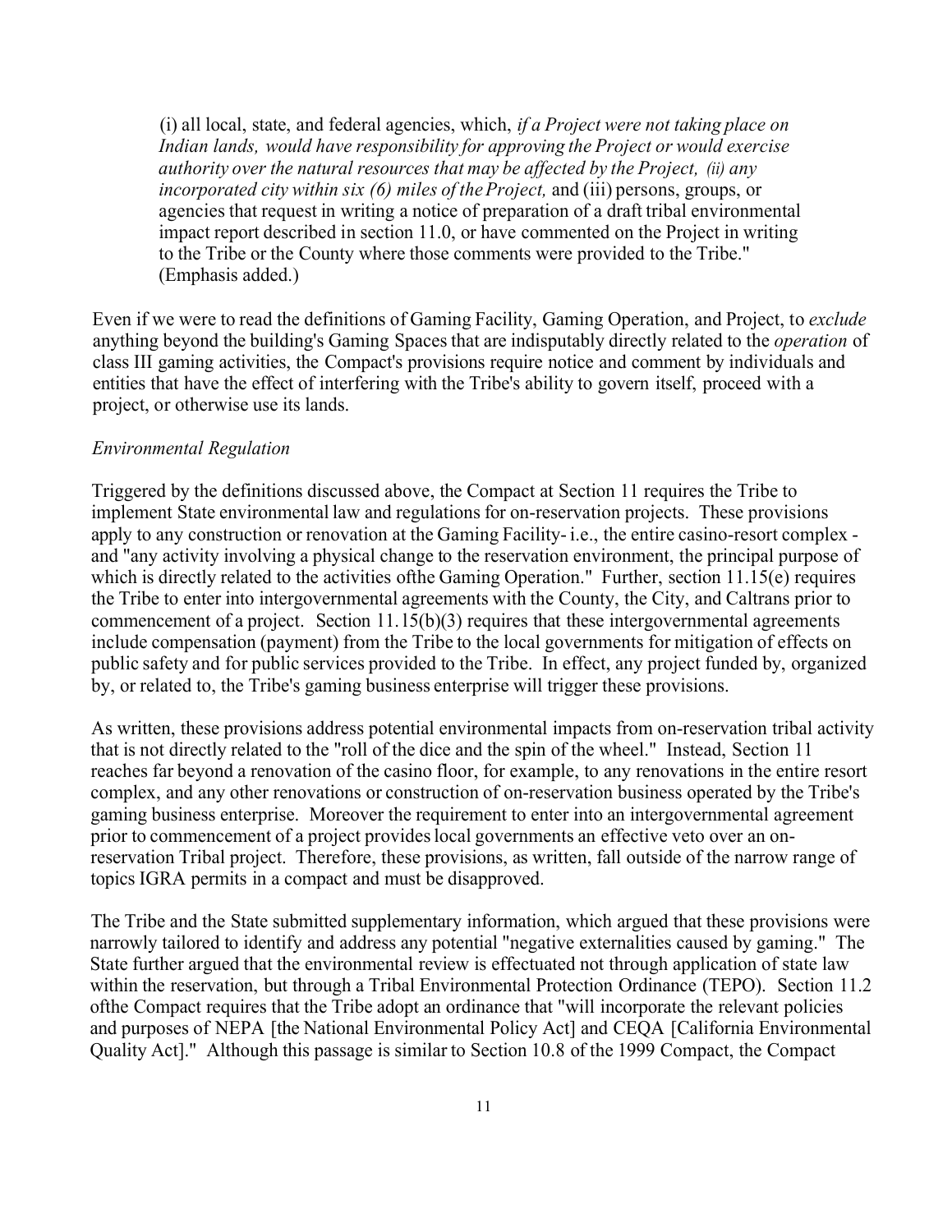(i) all local, state, and federal agencies, which, *if a Project were not taking place on Indian lands, would have responsibility for approving the Project or would exercise authority over the natural resources that may be affected by the Project, (ii) any incorporated city within six (6) miles of the Project,* and (iii) persons, groups, or agencies that request in writing a notice of preparation of a draft tribal environmental impact report described in section 11.0, or have commented on the Project in writing to the Tribe or the County where those comments were provided to the Tribe." (Emphasis added.)

Even if we were to read the definitions of Gaming Facility, Gaming Operation, and Project, to *exclude* anything beyond the building's Gaming Spaces that are indisputably directly related to the *operation* of class III gaming activities, the Compact's provisions require notice and comment by individuals and entities that have the effect of interfering with the Tribe's ability to govern itself, proceed with a project, or otherwise use its lands.

*Environmental Regulation*

Triggered by the definitions discussed above, the Compact at Section 11 requires the Tribe to implement State environmental law and regulations for on-reservation projects. These provisions apply to any construction or renovation at the Gaming Facility- i.e., the entire casino-resort complex - and "any activity involving a physical change to the reservation environment, the principal purpose of which is directly related to the activities ofthe Gaming Operation." Further, section 11.15(e) requires the Tribe to enter into intergovernmental agreements with the County, the City, and Caltrans prior to commencement of a project. Section 11.15(b)(3) requires that these intergovernmental agreements include compensation (payment) from the Tribe to the local governments for mitigation of effects on public safety and for public services provided to the Tribe. In effect, any project funded by, organized by, or related to, the Tribe's gaming business enterprise will trigger these provisions.

As written, these provisions address potential environmental impacts from on-reservation tribal activity that is not directly related to the "roll of the dice and the spin of the wheel." Instead, Section 11 reaches far beyond a renovation of the casino floor, for example, to any renovations in the entire resort complex, and any other renovations or construction of on-reservation business operated by the Tribe's gaming business enterprise. Moreover the requirement to enter into an intergovernmental agreement prior to commencement of a project provides local governments an effective veto over an on-reservation Tribal project. Therefore, these provisions, as written, fall outside of the narrow range of topics IGRA permits in a compact and must be disapproved.

The Tribe and the State submitted supplementary information, which argued that these provisions were narrowly tailored to identify and address any potential "negative externalities caused by gaming." The State further argued that the environmental review is effectuated not through application of state law within the reservation, but through a Tribal Environmental Protection Ordinance (TEPO). Section 11.2 ofthe Compact requires that the Tribe adopt an ordinance that "will incorporate the relevant policies and purposes of NEPA [the National Environmental Policy Act] and CEQA [California Environmental Quality Act]." Although this passage is similar to Section 10.8 of the 1999 Compact, the Compact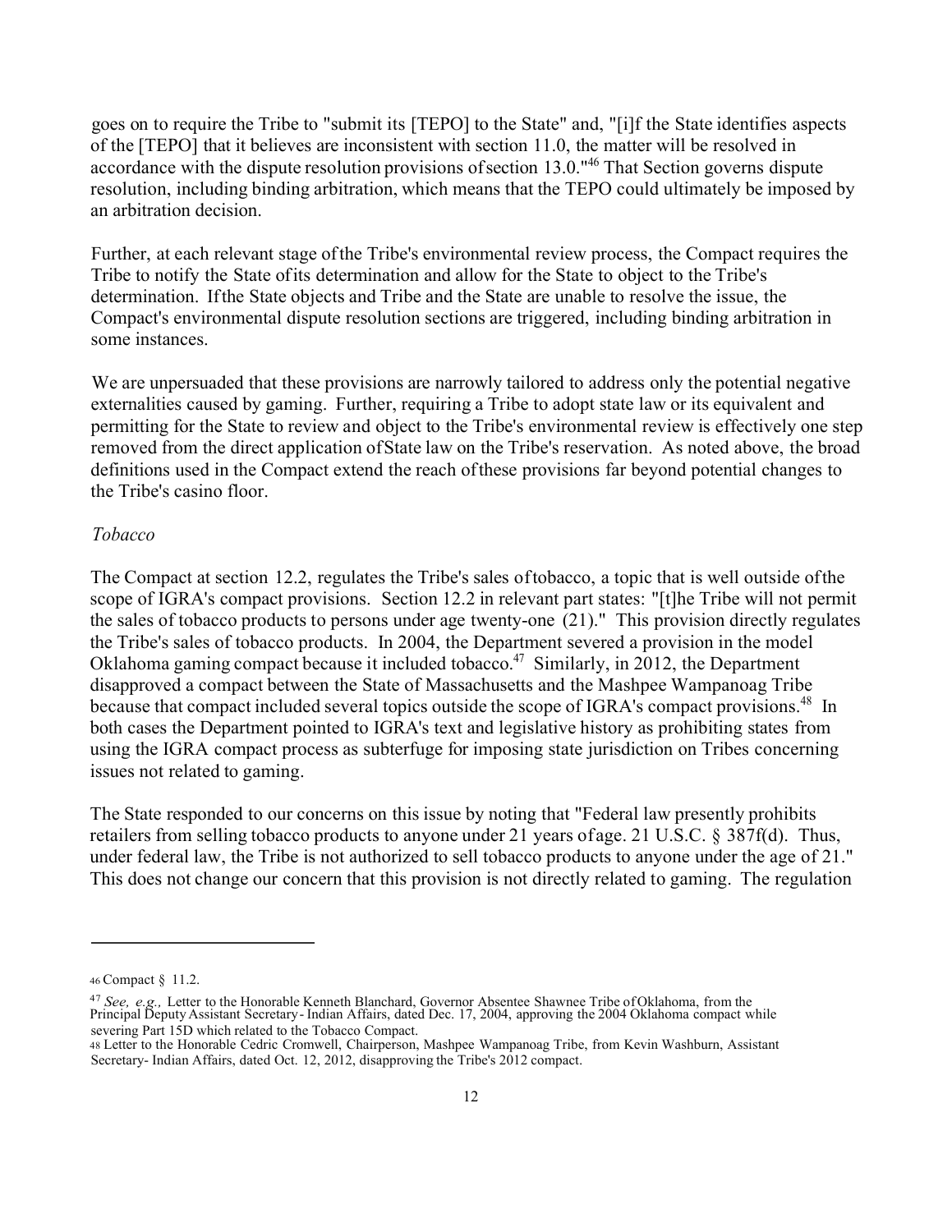goes on to require the Tribe to "submit its [TEPO] to the State" and, "[i]f the State identifies aspects of the [TEPO] that it believes are inconsistent with section 11.0, the matter will be resolved in accordance with the dispute resolution provisions of section 13.0."[46] That Section governs dispute resolution, including binding arbitration, which means that the TEPO could ultimately be imposed by an arbitration decision.

Further, at each relevant stage of the Tribe's environmental review process, the Compact requires the Tribe to notify the State of its determination and allow for the State to object to the Tribe's determination. If the State objects and Tribe and the State are unable to resolve the issue, the Compact's environmental dispute resolution sections are triggered, including binding arbitration in some instances.

We are unpersuaded that these provisions are narrowly tailored to address only the potential negative externalities caused by gaming. Further, requiring a Tribe to adopt state law or its equivalent and permitting for the State to review and object to the Tribe's environmental review is effectively one step removed from the direct application of State law on the Tribe's reservation. As noted above, the broad definitions used in the Compact extend the reach of these provisions far beyond potential changes to the Tribe's casino floor.

*Tobacco*

The Compact at section 12.2, regulates the Tribe's sales of tobacco, a topic that is well outside of the scope of IGRA's compact provisions. Section 12.2 in relevant part states: "[t]he Tribe will not permit the sales of tobacco products to persons under age twenty-one (21)." This provision directly regulates the Tribe's sales of tobacco products. In 2004, the Department severed a provision in the model Oklahoma gaming compact because it included tobacco.[47] Similarly, in 2012, the Department disapproved a compact between the State of Massachusetts and the Mashpee Wampanoag Tribe because that compact included several topics outside the scope of IGRA's compact provisions.[48] In both cases the Department pointed to IGRA's text and legislative history as prohibiting states from using the IGRA compact process as subterfuge for imposing state jurisdiction on Tribes concerning issues not related to gaming.

The State responded to our concerns on this issue by noting that "Federal law presently prohibits retailers from selling tobacco products to anyone under 21 years of age. 21 U.S.C. § 387f(d). Thus, under federal law, the Tribe is not authorized to sell tobacco products to anyone under the age of 21." This does not change our concern that this provision is not directly related to gaming. The regulation

---

[46] Compact § 11.2.

[47] *See, e.g.,* Letter to the Honorable Kenneth Blanchard, Governor Absentee Shawnee Tribe of Oklahoma, from the Principal Deputy Assistant Secretary - Indian Affairs, dated Dec. 17, 2004, approving the 2004 Oklahoma compact while severing Part 15D which related to the Tobacco Compact.

[48] Letter to the Honorable Cedric Cromwell, Chairperson, Mashpee Wampanoag Tribe, from Kevin Washburn, Assistant Secretary - Indian Affairs, dated Oct. 12, 2012, disapproving the Tribe's 2012 compact.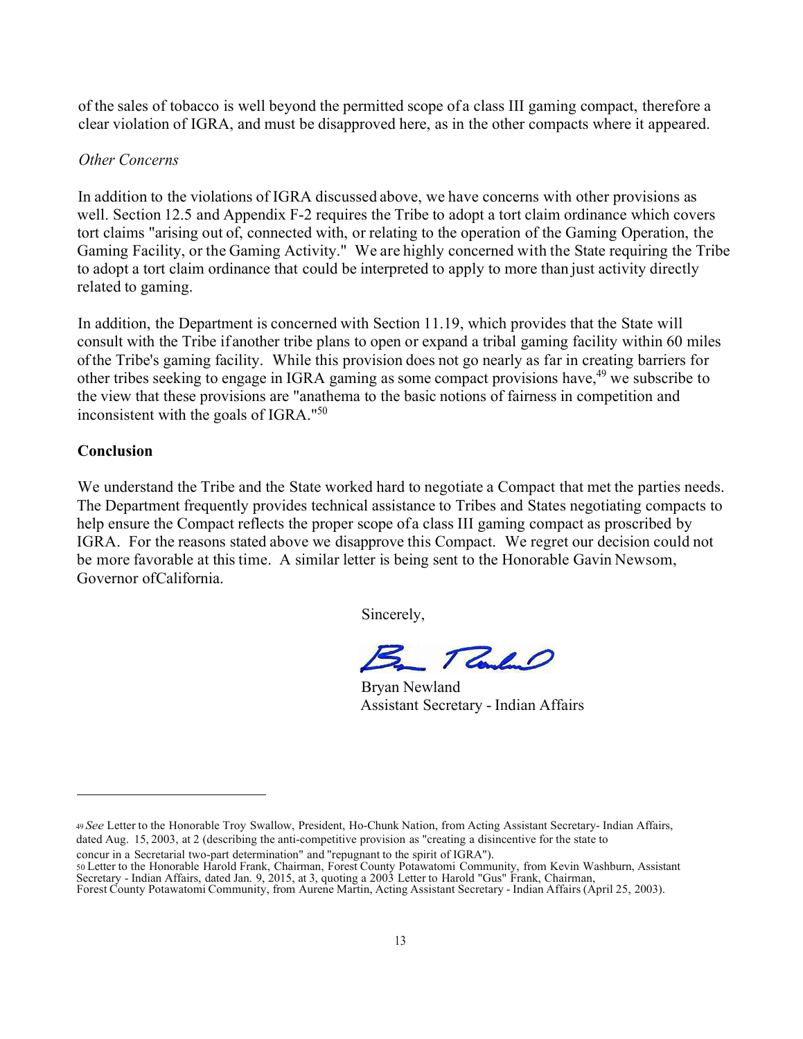of the sales of tobacco is well beyond the permitted scope of a class III gaming compact, therefore a clear violation of IGRA, and must be disapproved here, as in the other compacts where it appeared.

*Other Concerns*

In addition to the violations of IGRA discussed above, we have concerns with other provisions as well. Section 12.5 and Appendix F-2 requires the Tribe to adopt a tort claim ordinance which covers tort claims "arising out of, connected with, or relating to the operation of the Gaming Operation, the Gaming Facility, or the Gaming Activity." We are highly concerned with the State requiring the Tribe to adopt a tort claim ordinance that could be interpreted to apply to more than just activity directly related to gaming.

In addition, the Department is concerned with Section 11.19, which provides that the State will consult with the Tribe if another tribe plans to open or expand a tribal gaming facility within 60 miles of the Tribe's gaming facility. While this provision does not go nearly as far in creating barriers for other tribes seeking to engage in IGRA gaming as some compact provisions have,[49] we subscribe to the view that these provisions are "anathema to the basic notions of fairness in competition and inconsistent with the goals of IGRA."[50]

**Conclusion**

We understand the Tribe and the State worked hard to negotiate a Compact that met the parties needs. The Department frequently provides technical assistance to Tribes and States negotiating compacts to help ensure the Compact reflects the proper scope of a class III gaming compact as proscribed by IGRA. For the reasons stated above we disapprove this Compact. We regret our decision could not be more favorable at this time. A similar letter is being sent to the Honorable Gavin Newsom, Governor of California.

Sincerely,

Bryan Newland
Assistant Secretary - Indian Affairs

---

[49] *See* Letter to the Honorable Troy Swallow, President, Ho-Chunk Nation, from Acting Assistant Secretary- Indian Affairs, dated Aug. 15, 2003, at 2 (describing the anti-competitive provision as "creating a disincentive for the state to concur in a Secretarial two-part determination" and "repugnant to the spirit of IGRA").

[50] Letter to the Honorable Harold Frank, Chairman, Forest County Potawatomi Community, from Kevin Washburn, Assistant Secretary - Indian Affairs, dated Jan. 9, 2015, at 3, quoting a 2003 Letter to Harold "Gus" Frank, Chairman, Forest County Potawatomi Community, from Aurene Martin, Acting Assistant Secretary - Indian Affairs (April 25, 2003).